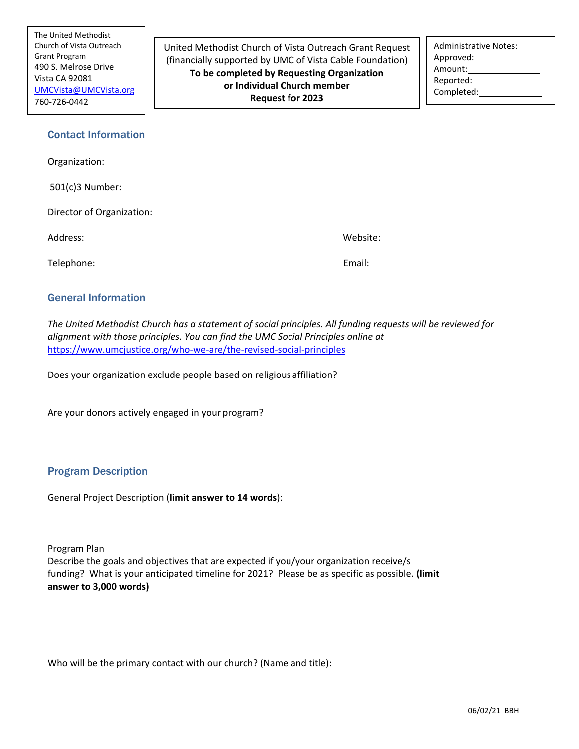The United Methodist Church of Vista Outreach Grant Program
490 S. Melrose Drive
Vista CA 92081
[UMCVista@UMCVista.org](mailto:UMCVista@UMCVista.org)
760-726-0442

United Methodist Church of Vista Outreach Grant Request (financially supported by UMC of Vista Cable Foundation)
**To be completed by Requesting Organization or Individual Church member**
**Request for 2023**

Administrative Notes:
Approved:\_\_\_\_\_\_\_\_\_\_\_\_\_\_
Amount:\_\_\_\_\_\_\_\_\_\_\_\_\_\_
Reported:\_\_\_\_\_\_\_\_\_\_\_\_\_\_
Completed:\_\_\_\_\_\_\_\_\_\_\_\_\_\_

## Contact Information

Organization:

501(c)3 Number:

Director of Organization:

Address:

Website:

Telephone:

Email:

## General Information

*The United Methodist Church has a statement of social principles. All funding requests will be reviewed for alignment with those principles. You can find the UMC Social Principles online at* [https://www.umcjustice.org/who-we-are/the-revised-social-principles](https://www.umcjustice.org/who-we-are/the-revised-social-principles)

Does your organization exclude people based on religious affiliation?

Are your donors actively engaged in your program?

## Program Description

General Project Description (**limit answer to 14 words**):

Program Plan
Describe the goals and objectives that are expected if you/your organization receive/s funding? What is your anticipated timeline for 2021? Please be as specific as possible. **(limit answer to 3,000 words)**

Who will be the primary contact with our church? (Name and title):

06/02/21 BBH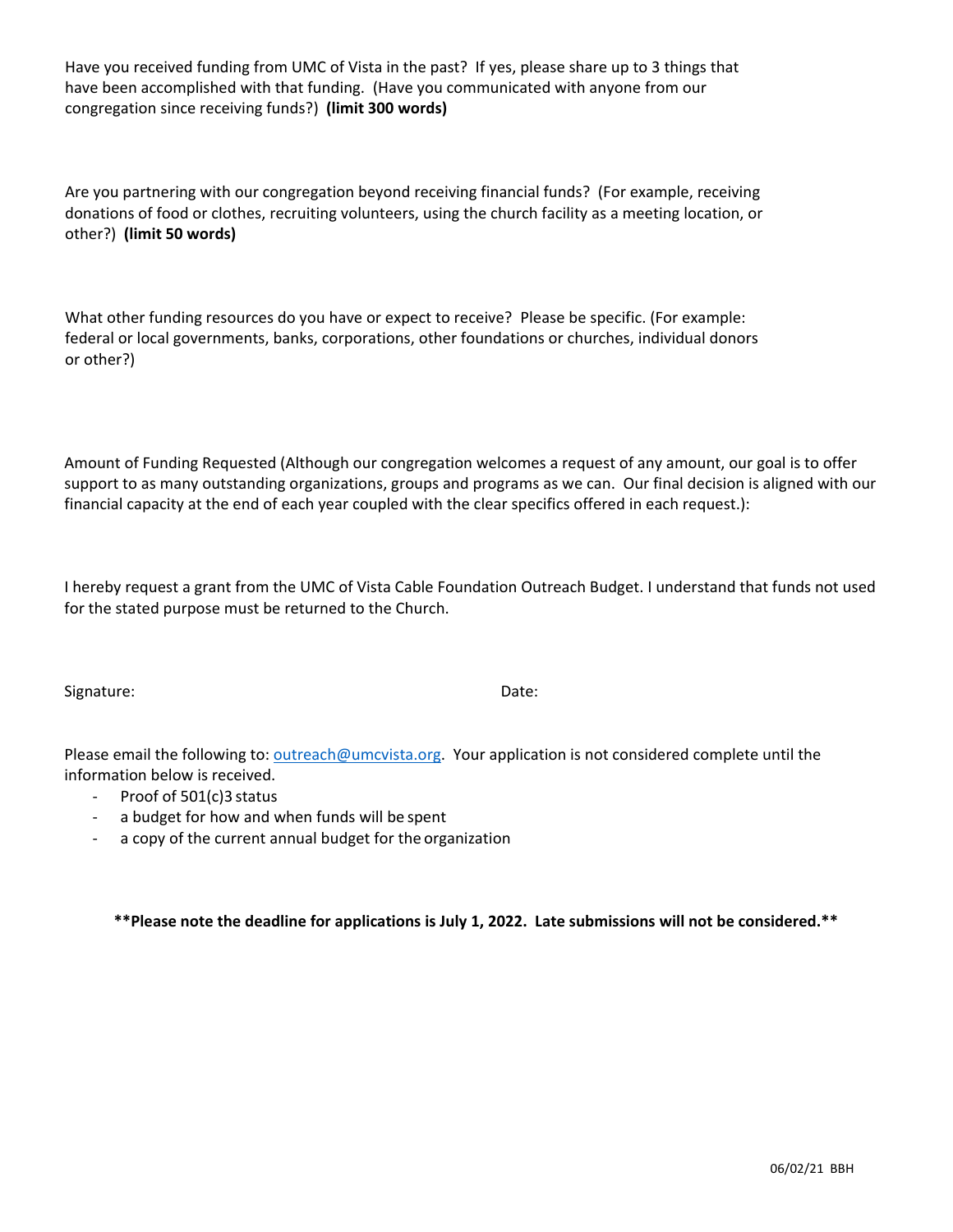Have you received funding from UMC of Vista in the past? If yes, please share up to 3 things that have been accomplished with that funding. (Have you communicated with anyone from our congregation since receiving funds?) **(limit 300 words)**

Are you partnering with our congregation beyond receiving financial funds? (For example, receiving donations of food or clothes, recruiting volunteers, using the church facility as a meeting location, or other?) **(limit 50 words)**

What other funding resources do you have or expect to receive? Please be specific. (For example: federal or local governments, banks, corporations, other foundations or churches, individual donors or other?)

Amount of Funding Requested (Although our congregation welcomes a request of any amount, our goal is to offer support to as many outstanding organizations, groups and programs as we can. Our final decision is aligned with our financial capacity at the end of each year coupled with the clear specifics offered in each request.):

I hereby request a grant from the UMC of Vista Cable Foundation Outreach Budget. I understand that funds not used for the stated purpose must be returned to the Church.

Signature: Date:

Please email the following to: [outreach@umcvista.org](mailto:outreach@umcvista.org). Your application is not considered complete until the information below is received.

- Proof of 501(c)3 status
- a budget for how and when funds will be spent
- a copy of the current annual budget for the organization

**\*\*Please note the deadline for applications is July 1, 2022. Late submissions will not be considered.\*\***

06/02/21 BBH